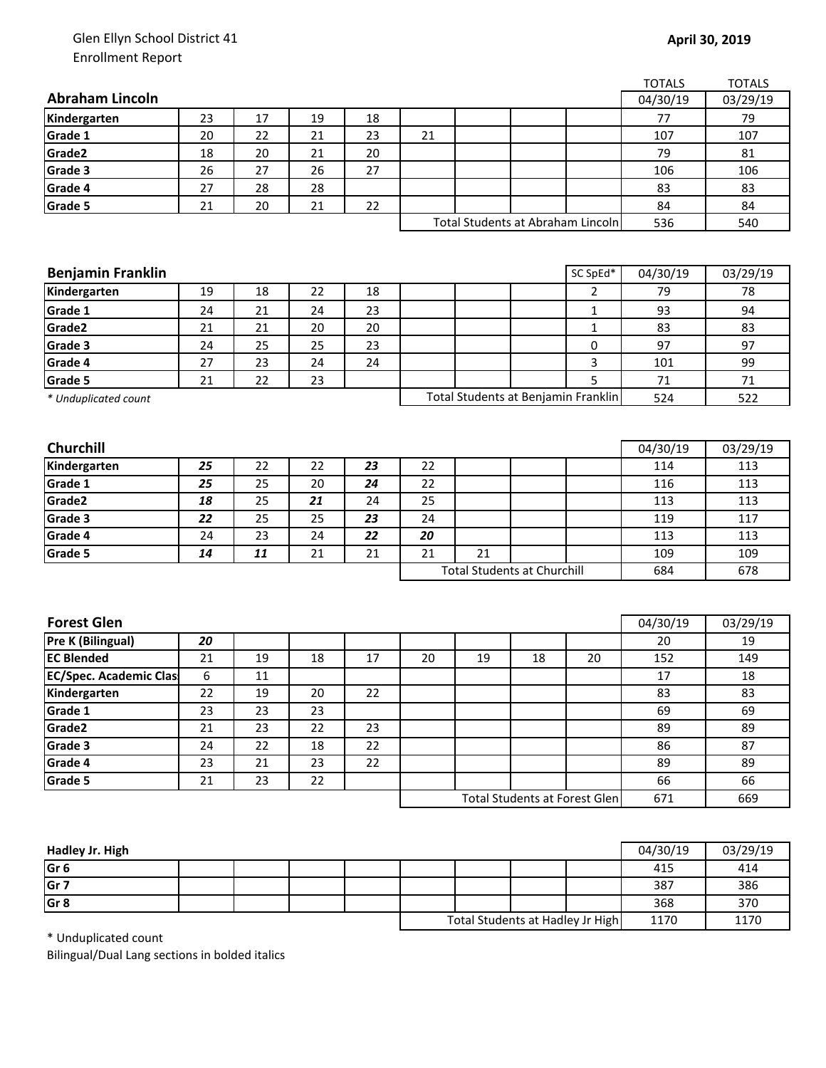Glen Ellyn School District 41
Enrollment Report

**April 30, 2019**

| **Abraham Lincoln** | | | | | | | | | TOTALS 04/30/19 | TOTALS 03/29/19 |
|---|---|---|---|---|---|---|---|---|---|---|
| **Kindergarten** | 23 | 17 | 19 | 18 | | | | | 77 | 79 |
| **Grade 1** | 20 | 22 | 21 | 23 | 21 | | | | 107 | 107 |
| **Grade2** | 18 | 20 | 21 | 20 | | | | | 79 | 81 |
| **Grade 3** | 26 | 27 | 26 | 27 | | | | | 106 | 106 |
| **Grade 4** | 27 | 28 | 28 | | | | | | 83 | 83 |
| **Grade 5** | 21 | 20 | 21 | 22 | | | | | 84 | 84 |
| | | | | | Total Students at Abraham Lincoln | | | | 536 | 540 |

| **Benjamin Franklin** | | | | | | | | SC SpEd* | 04/30/19 | 03/29/19 |
|---|---|---|---|---|---|---|---|---|---|---|
| **Kindergarten** | 19 | 18 | 22 | 18 | | | | 2 | 79 | 78 |
| **Grade 1** | 24 | 21 | 24 | 23 | | | | 1 | 93 | 94 |
| **Grade2** | 21 | 21 | 20 | 20 | | | | 1 | 83 | 83 |
| **Grade 3** | 24 | 25 | 25 | 23 | | | | 0 | 97 | 97 |
| **Grade 4** | 27 | 23 | 24 | 24 | | | | 3 | 101 | 99 |
| **Grade 5** | 21 | 22 | 23 | | | | | 5 | 71 | 71 |
| *\* Unduplicated count* | | | | | Total Students at Benjamin Franklin | | | | 524 | 522 |

| **Churchill** | | | | | | | | | 04/30/19 | 03/29/19 |
|---|---|---|---|---|---|---|---|---|---|---|
| **Kindergarten** | ***25*** | 22 | 22 | ***23*** | 22 | | | | 114 | 113 |
| **Grade 1** | ***25*** | 25 | 20 | ***24*** | 22 | | | | 116 | 113 |
| **Grade2** | ***18*** | 25 | ***21*** | 24 | 25 | | | | 113 | 113 |
| **Grade 3** | ***22*** | 25 | 25 | ***23*** | 24 | | | | 119 | 117 |
| **Grade 4** | 24 | 23 | 24 | ***22*** | ***20*** | | | | 113 | 113 |
| **Grade 5** | ***14*** | ***11*** | 21 | 21 | 21 | 21 | | | 109 | 109 |
| | | | | | Total Students at Churchill | | | | 684 | 678 |

| **Forest Glen** | | | | | | | | | 04/30/19 | 03/29/19 |
|---|---|---|---|---|---|---|---|---|---|---|
| **Pre K (Bilingual)** | ***20*** | | | | | | | | 20 | 19 |
| **EC Blended** | 21 | 19 | 18 | 17 | 20 | 19 | 18 | 20 | 152 | 149 |
| **EC/Spec. Academic Clas** | 6 | 11 | | | | | | | 17 | 18 |
| **Kindergarten** | 22 | 19 | 20 | 22 | | | | | 83 | 83 |
| **Grade 1** | 23 | 23 | 23 | | | | | | 69 | 69 |
| **Grade2** | 21 | 23 | 22 | 23 | | | | | 89 | 89 |
| **Grade 3** | 24 | 22 | 18 | 22 | | | | | 86 | 87 |
| **Grade 4** | 23 | 21 | 23 | 22 | | | | | 89 | 89 |
| **Grade 5** | 21 | 23 | 22 | | | | | | 66 | 66 |
| | | | | | Total Students at Forest Glen | | | | 671 | 669 |

| **Hadley Jr. High** | | | | | | | | | 04/30/19 | 03/29/19 |
|---|---|---|---|---|---|---|---|---|---|---|
| **Gr 6** | | | | | | | | | 415 | 414 |
| **Gr 7** | | | | | | | | | 387 | 386 |
| **Gr 8** | | | | | | | | | 368 | 370 |
| | | | | | Total Students at Hadley Jr High | | | | 1170 | 1170 |

\* Unduplicated count
Bilingual/Dual Lang sections in bolded italics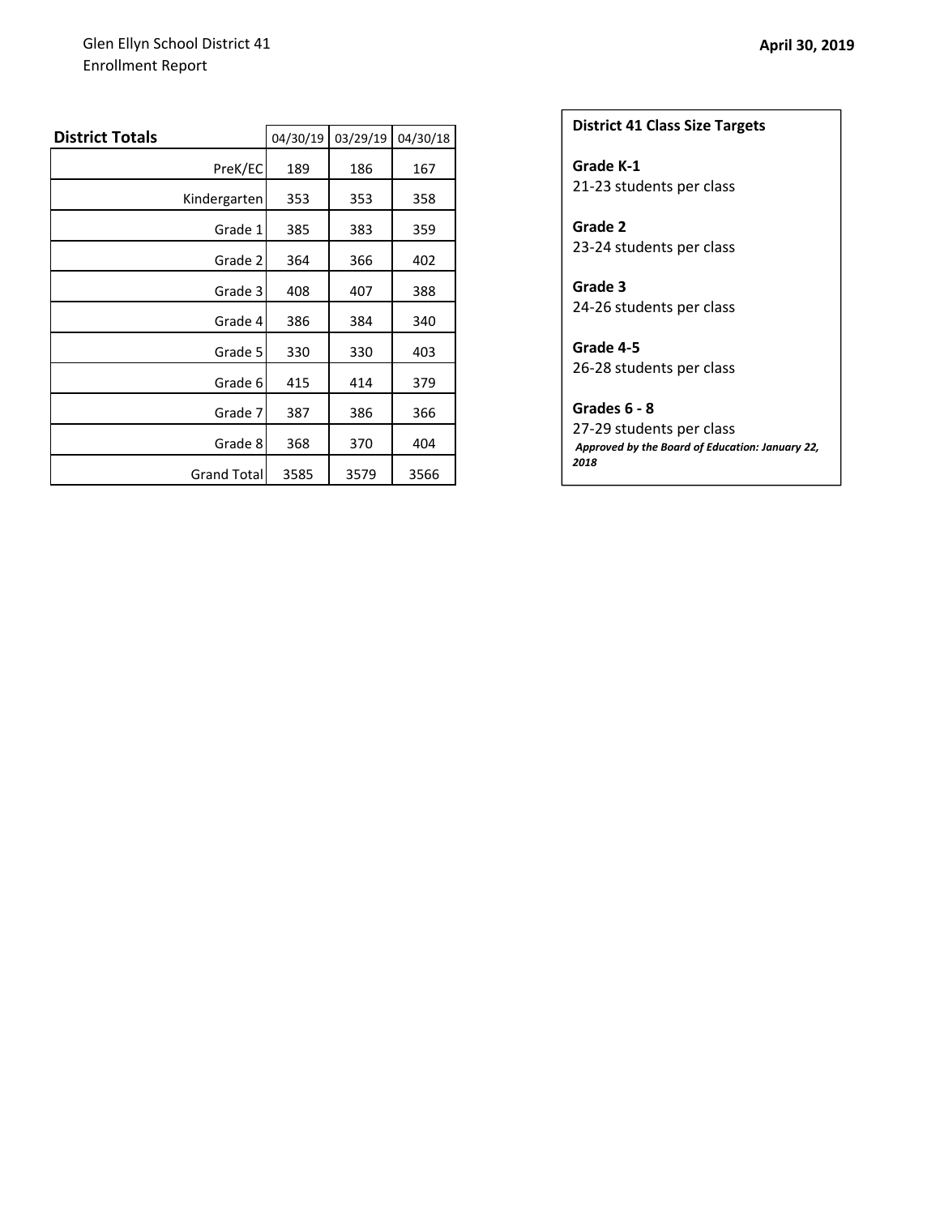Glen Ellyn School District 41
Enrollment Report

**April 30, 2019**

| District Totals | 04/30/19 | 03/29/19 | 04/30/18 |
|---|---|---|---|
| PreK/EC | 189 | 186 | 167 |
| Kindergarten | 353 | 353 | 358 |
| Grade 1 | 385 | 383 | 359 |
| Grade 2 | 364 | 366 | 402 |
| Grade 3 | 408 | 407 | 388 |
| Grade 4 | 386 | 384 | 340 |
| Grade 5 | 330 | 330 | 403 |
| Grade 6 | 415 | 414 | 379 |
| Grade 7 | 387 | 386 | 366 |
| Grade 8 | 368 | 370 | 404 |
| Grand Total | 3585 | 3579 | 3566 |

**District 41 Class Size Targets**

**Grade K-1**
21-23 students per class

**Grade 2**
23-24 students per class

**Grade 3**
24-26 students per class

**Grade 4-5**
26-28 students per class

**Grades 6 - 8**
27-29 students per class

***Approved by the Board of Education: January 22, 2018***